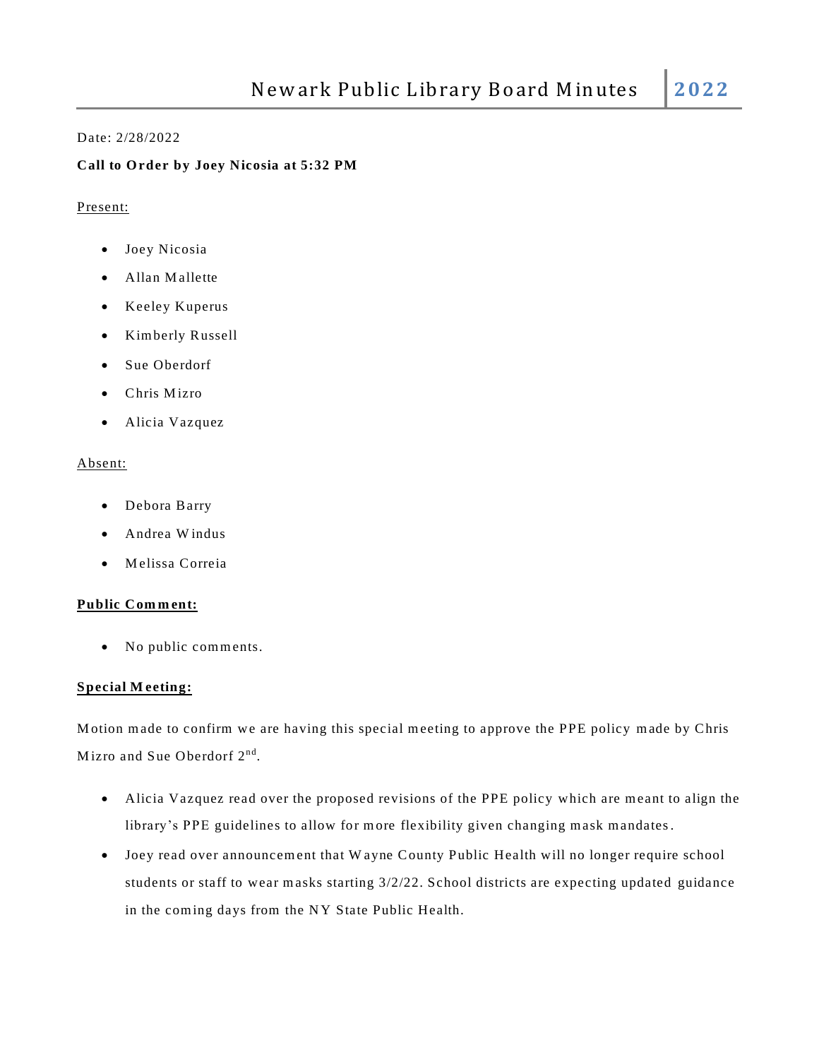# Newark Public Library Board Minutes 2022

Date: 2/28/2022

**Call to Order by Joey Nicosia at 5:32 PM**

Present:

- Joey Nicosia
- Allan Mallette
- Keeley Kuperus
- Kimberly Russell
- Sue Oberdorf
- Chris Mizro
- Alicia Vazquez

Absent:

- Debora Barry
- Andrea Windus
- Melissa Correia

**Public Comment:**

- No public comments.

**Special Meeting:**

Motion made to confirm we are having this special meeting to approve the PPE policy made by Chris Mizro and Sue Oberdorf 2nd.

- Alicia Vazquez read over the proposed revisions of the PPE policy which are meant to align the library's PPE guidelines to allow for more flexibility given changing mask mandates.
- Joey read over announcement that Wayne County Public Health will no longer require school students or staff to wear masks starting 3/2/22. School districts are expecting updated guidance in the coming days from the NY State Public Health.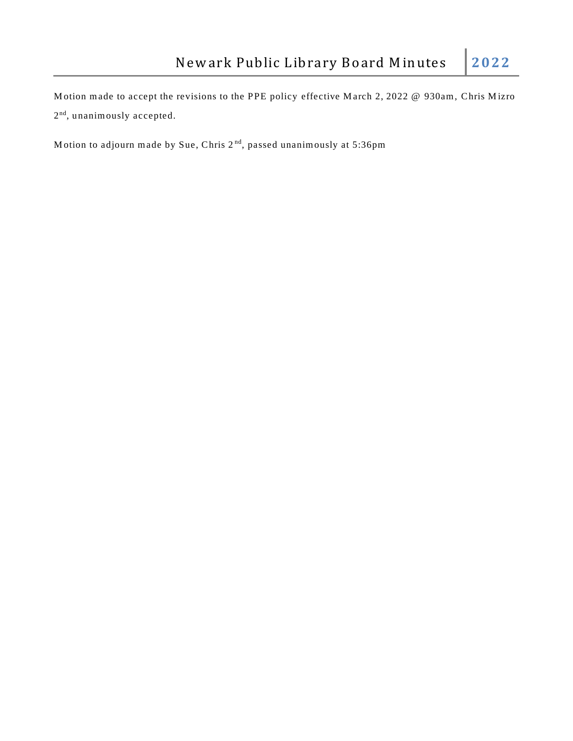Motion made to accept the revisions to the PPE policy effective March 2, 2022 @ 930am, Chris Mizro 2nd, unanimously accepted.

Motion to adjourn made by Sue, Chris 2nd, passed unanimously at 5:36pm